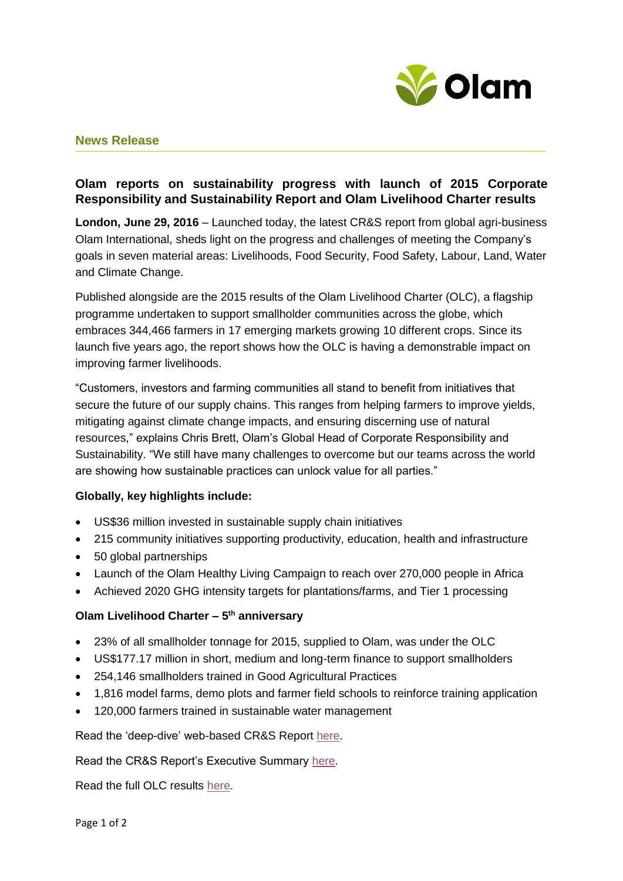**News Release**

## Olam reports on sustainability progress with launch of 2015 Corporate Responsibility and Sustainability Report and Olam Livelihood Charter results

**London, June 29, 2016** – Launched today, the latest CR&S report from global agri-business Olam International, sheds light on the progress and challenges of meeting the Company's goals in seven material areas: Livelihoods, Food Security, Food Safety, Labour, Land, Water and Climate Change.

Published alongside are the 2015 results of the Olam Livelihood Charter (OLC), a flagship programme undertaken to support smallholder communities across the globe, which embraces 344,466 farmers in 17 emerging markets growing 10 different crops. Since its launch five years ago, the report shows how the OLC is having a demonstrable impact on improving farmer livelihoods.

"Customers, investors and farming communities all stand to benefit from initiatives that secure the future of our supply chains. This ranges from helping farmers to improve yields, mitigating against climate change impacts, and ensuring discerning use of natural resources," explains Chris Brett, Olam's Global Head of Corporate Responsibility and Sustainability. "We still have many challenges to overcome but our teams across the world are showing how sustainable practices can unlock value for all parties."

**Globally, key highlights include:**

- US$36 million invested in sustainable supply chain initiatives
- 215 community initiatives supporting productivity, education, health and infrastructure
- 50 global partnerships
- Launch of the Olam Healthy Living Campaign to reach over 270,000 people in Africa
- Achieved 2020 GHG intensity targets for plantations/farms, and Tier 1 processing

**Olam Livelihood Charter – 5th anniversary**

- 23% of all smallholder tonnage for 2015, supplied to Olam, was under the OLC
- US$177.17 million in short, medium and long-term finance to support smallholders
- 254,146 smallholders trained in Good Agricultural Practices
- 1,816 model farms, demo plots and farmer field schools to reinforce training application
- 120,000 farmers trained in sustainable water management

Read the 'deep-dive' web-based CR&S Report here.

Read the CR&S Report's Executive Summary here.

Read the full OLC results here.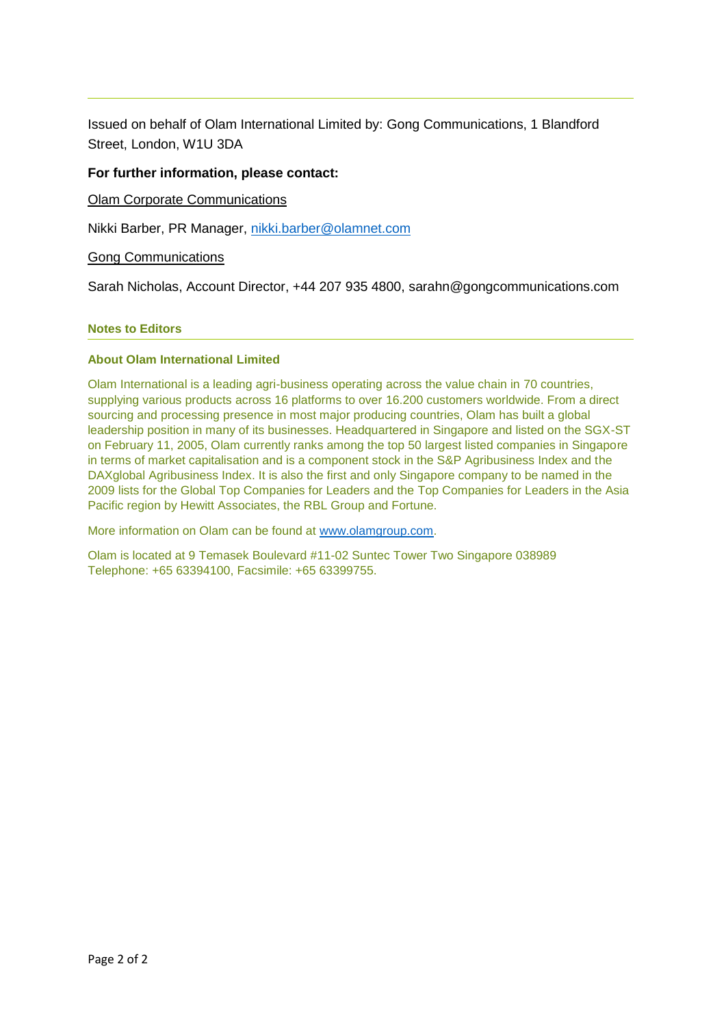Issued on behalf of Olam International Limited by: Gong Communications, 1 Blandford Street, London, W1U 3DA

**For further information, please contact:**

Olam Corporate Communications

Nikki Barber, PR Manager, nikki.barber@olamnet.com

Gong Communications

Sarah Nicholas, Account Director, +44 207 935 4800, sarahn@gongcommunications.com

### Notes to Editors

#### About Olam International Limited

Olam International is a leading agri-business operating across the value chain in 70 countries, supplying various products across 16 platforms to over 16.200 customers worldwide. From a direct sourcing and processing presence in most major producing countries, Olam has built a global leadership position in many of its businesses. Headquartered in Singapore and listed on the SGX-ST on February 11, 2005, Olam currently ranks among the top 50 largest listed companies in Singapore in terms of market capitalisation and is a component stock in the S&P Agribusiness Index and the DAXglobal Agribusiness Index. It is also the first and only Singapore company to be named in the 2009 lists for the Global Top Companies for Leaders and the Top Companies for Leaders in the Asia Pacific region by Hewitt Associates, the RBL Group and Fortune.

More information on Olam can be found at www.olamgroup.com.

Olam is located at 9 Temasek Boulevard #11-02 Suntec Tower Two Singapore 038989
Telephone: +65 63394100, Facsimile: +65 63399755.